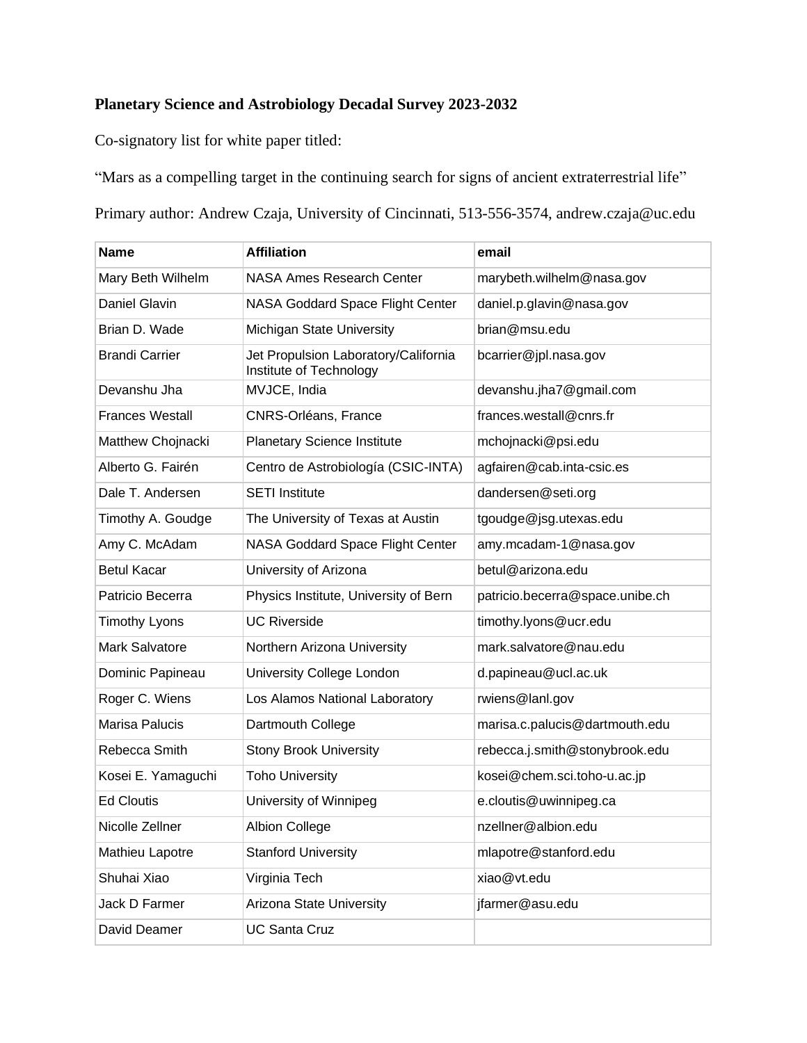**Planetary Science and Astrobiology Decadal Survey 2023-2032**

Co-signatory list for white paper titled:

"Mars as a compelling target in the continuing search for signs of ancient extraterrestrial life"

Primary author: Andrew Czaja, University of Cincinnati, 513-556-3574, andrew.czaja@uc.edu

| Name | Affiliation | email |
|---|---|---|
| Mary Beth Wilhelm | NASA Ames Research Center | marybeth.wilhelm@nasa.gov |
| Daniel Glavin | NASA Goddard Space Flight Center | daniel.p.glavin@nasa.gov |
| Brian D. Wade | Michigan State University | brian@msu.edu |
| Brandi Carrier | Jet Propulsion Laboratory/California Institute of Technology | bcarrier@jpl.nasa.gov |
| Devanshu Jha | MVJCE, India | devanshu.jha7@gmail.com |
| Frances Westall | CNRS-Orléans, France | frances.westall@cnrs.fr |
| Matthew Chojnacki | Planetary Science Institute | mchojnacki@psi.edu |
| Alberto G. Fairén | Centro de Astrobiología (CSIC-INTA) | agfairen@cab.inta-csic.es |
| Dale T. Andersen | SETI Institute | dandersen@seti.org |
| Timothy A. Goudge | The University of Texas at Austin | tgoudge@jsg.utexas.edu |
| Amy C. McAdam | NASA Goddard Space Flight Center | amy.mcadam-1@nasa.gov |
| Betul Kacar | University of Arizona | betul@arizona.edu |
| Patricio Becerra | Physics Institute, University of Bern | patricio.becerra@space.unibe.ch |
| Timothy Lyons | UC Riverside | timothy.lyons@ucr.edu |
| Mark Salvatore | Northern Arizona University | mark.salvatore@nau.edu |
| Dominic Papineau | University College London | d.papineau@ucl.ac.uk |
| Roger C. Wiens | Los Alamos National Laboratory | rwiens@lanl.gov |
| Marisa Palucis | Dartmouth College | marisa.c.palucis@dartmouth.edu |
| Rebecca Smith | Stony Brook University | rebecca.j.smith@stonybrook.edu |
| Kosei E. Yamaguchi | Toho University | kosei@chem.sci.toho-u.ac.jp |
| Ed Cloutis | University of Winnipeg | e.cloutis@uwinnipeg.ca |
| Nicolle Zellner | Albion College | nzellner@albion.edu |
| Mathieu Lapotre | Stanford University | mlapotre@stanford.edu |
| Shuhai Xiao | Virginia Tech | xiao@vt.edu |
| Jack D Farmer | Arizona State University | jfarmer@asu.edu |
| David Deamer | UC Santa Cruz | |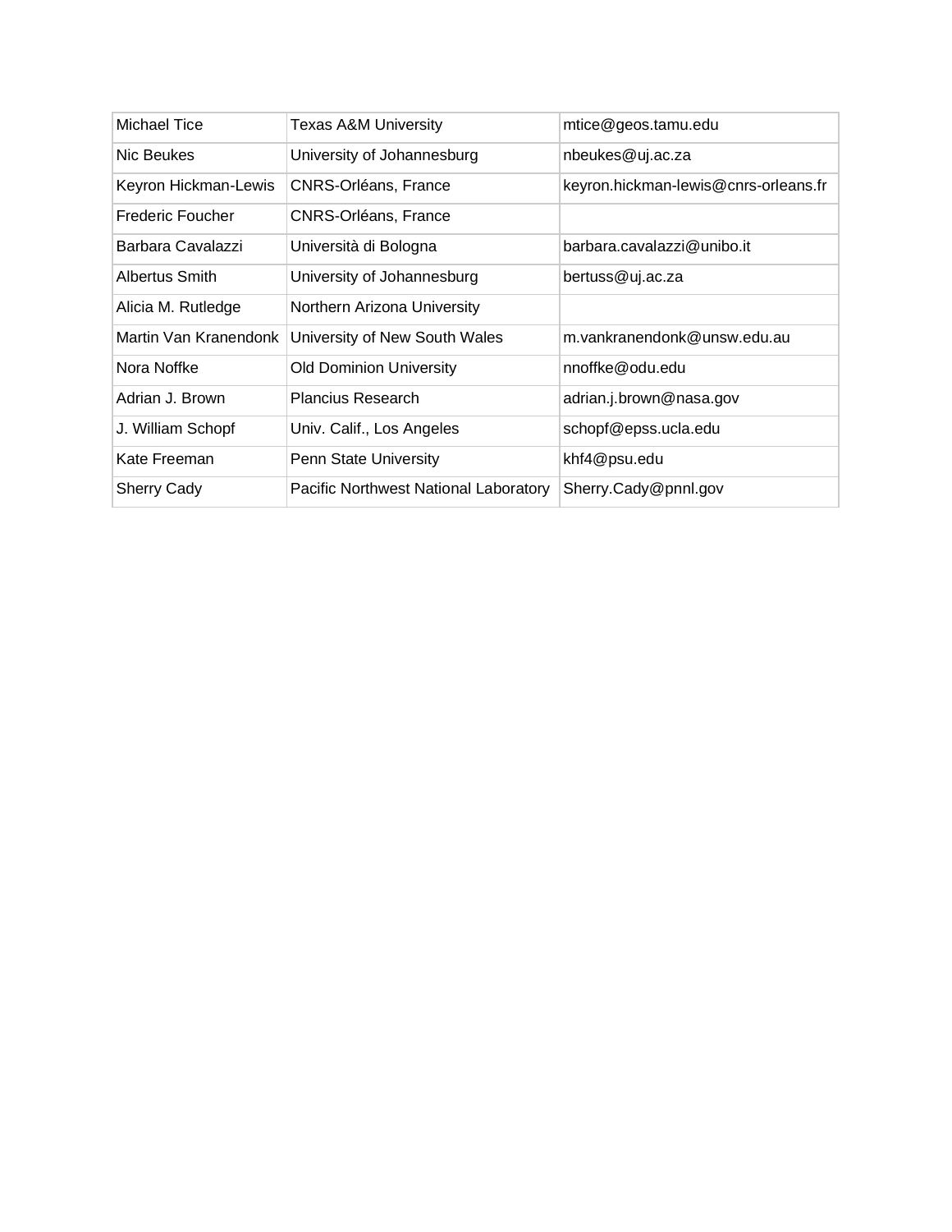| | | |
|---|---|---|
| Michael Tice | Texas A&M University | mtice@geos.tamu.edu |
| Nic Beukes | University of Johannesburg | nbeukes@uj.ac.za |
| Keyron Hickman-Lewis | CNRS-Orléans, France | keyron.hickman-lewis@cnrs-orleans.fr |
| Frederic Foucher | CNRS-Orléans, France | |
| Barbara Cavalazzi | Università di Bologna | barbara.cavalazzi@unibo.it |
| Albertus Smith | University of Johannesburg | bertuss@uj.ac.za |
| Alicia M. Rutledge | Northern Arizona University | |
| Martin Van Kranendonk | University of New South Wales | m.vankranendonk@unsw.edu.au |
| Nora Noffke | Old Dominion University | nnoffke@odu.edu |
| Adrian J. Brown | Plancius Research | adrian.j.brown@nasa.gov |
| J. William Schopf | Univ. Calif., Los Angeles | schopf@epss.ucla.edu |
| Kate Freeman | Penn State University | khf4@psu.edu |
| Sherry Cady | Pacific Northwest National Laboratory | Sherry.Cady@pnnl.gov |